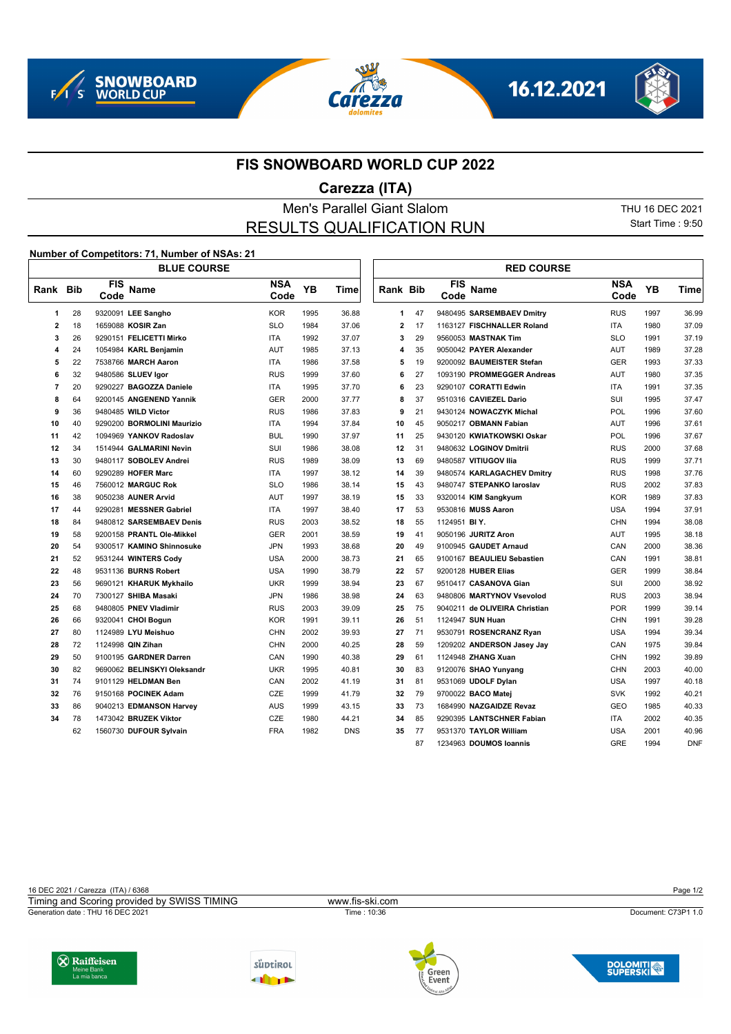# FIS SNOWBOARD WORLD CUP 2022

## Carezza (ITA)

### Men's Parallel Giant Slalom

### RESULTS QUALIFICATION RUN

THU 16 DEC 2021
Start Time : 9:50

**Number of Competitors: 71, Number of NSAs: 21**

**BLUE COURSE**

| Rank | Bib | FIS Code | Name | NSA Code | YB | Time |
|---|---|---|---|---|---|---|
| 1 | 28 | 9320091 | **LEE Sangho** | KOR | 1995 | 36.88 |
| 2 | 18 | 1659088 | **KOSIR Zan** | SLO | 1984 | 37.06 |
| 3 | 26 | 9290151 | **FELICETTI Mirko** | ITA | 1992 | 37.07 |
| 4 | 24 | 1054984 | **KARL Benjamin** | AUT | 1985 | 37.13 |
| 5 | 22 | 7538766 | **MARCH Aaron** | ITA | 1986 | 37.58 |
| 6 | 32 | 9480586 | **SLUEV Igor** | RUS | 1999 | 37.60 |
| 7 | 20 | 9290227 | **BAGOZZA Daniele** | ITA | 1995 | 37.70 |
| 8 | 64 | 9200145 | **ANGENEND Yannik** | GER | 2000 | 37.77 |
| 9 | 36 | 9480485 | **WILD Victor** | RUS | 1986 | 37.83 |
| 10 | 40 | 9290200 | **BORMOLINI Maurizio** | ITA | 1994 | 37.84 |
| 11 | 42 | 1094969 | **YANKOV Radoslav** | BUL | 1990 | 37.97 |
| 12 | 34 | 1514944 | **GALMARINI Nevin** | SUI | 1986 | 38.08 |
| 13 | 30 | 9480117 | **SOBOLEV Andrei** | RUS | 1989 | 38.09 |
| 14 | 60 | 9290289 | **HOFER Marc** | ITA | 1997 | 38.12 |
| 15 | 46 | 7560012 | **MARGUC Rok** | SLO | 1986 | 38.14 |
| 16 | 38 | 9050238 | **AUNER Arvid** | AUT | 1997 | 38.19 |
| 17 | 44 | 9290281 | **MESSNER Gabriel** | ITA | 1997 | 38.40 |
| 18 | 84 | 9480812 | **SARSEMBAEV Denis** | RUS | 2003 | 38.52 |
| 19 | 58 | 9200158 | **PRANTL Ole-Mikkel** | GER | 2001 | 38.59 |
| 20 | 54 | 9300517 | **KAMINO Shinnosuke** | JPN | 1993 | 38.68 |
| 21 | 52 | 9531244 | **WINTERS Cody** | USA | 2000 | 38.73 |
| 22 | 48 | 9531136 | **BURNS Robert** | USA | 1990 | 38.79 |
| 23 | 56 | 9690121 | **KHARUK Mykhailo** | UKR | 1999 | 38.94 |
| 24 | 70 | 7300127 | **SHIBA Masaki** | JPN | 1986 | 38.98 |
| 25 | 68 | 9480805 | **PNEV Vladimir** | RUS | 2003 | 39.09 |
| 26 | 66 | 9320041 | **CHOI Bogun** | KOR | 1991 | 39.11 |
| 27 | 80 | 1124989 | **LYU Meishuo** | CHN | 2002 | 39.93 |
| 28 | 72 | 1124998 | **QIN Zihan** | CHN | 2000 | 40.25 |
| 29 | 50 | 9100195 | **GARDNER Darren** | CAN | 1990 | 40.38 |
| 30 | 82 | 9690062 | **BELINSKYI Oleksandr** | UKR | 1995 | 40.81 |
| 31 | 74 | 9101129 | **HELDMAN Ben** | CAN | 2002 | 41.19 |
| 32 | 76 | 9150168 | **POCINEK Adam** | CZE | 1999 | 41.79 |
| 33 | 86 | 9040213 | **EDMANSON Harvey** | AUS | 1999 | 43.15 |
| 34 | 78 | 1473042 | **BRUZEK Viktor** | CZE | 1980 | 44.21 |
| | 62 | 1560730 | **DUFOUR Sylvain** | FRA | 1982 | DNS |

**RED COURSE**

| Rank | Bib | FIS Code | Name | NSA Code | YB | Time |
|---|---|---|---|---|---|---|
| 1 | 47 | 9480495 | **SARSEMBAEV Dmitry** | RUS | 1997 | 36.99 |
| 2 | 17 | 1163127 | **FISCHNALLER Roland** | ITA | 1980 | 37.09 |
| 3 | 29 | 9560053 | **MASTNAK Tim** | SLO | 1991 | 37.19 |
| 4 | 35 | 9050042 | **PAYER Alexander** | AUT | 1989 | 37.28 |
| 5 | 19 | 9200092 | **BAUMEISTER Stefan** | GER | 1993 | 37.33 |
| 6 | 27 | 1093190 | **PROMMEGGER Andreas** | AUT | 1980 | 37.35 |
| 6 | 23 | 9290107 | **CORATTI Edwin** | ITA | 1991 | 37.35 |
| 8 | 37 | 9510316 | **CAVIEZEL Dario** | SUI | 1995 | 37.47 |
| 9 | 21 | 9430124 | **NOWACZYK Michal** | POL | 1996 | 37.60 |
| 10 | 45 | 9050217 | **OBMANN Fabian** | AUT | 1996 | 37.61 |
| 11 | 25 | 9430120 | **KWIATKOWSKI Oskar** | POL | 1996 | 37.67 |
| 12 | 31 | 9480632 | **LOGINOV Dmitrii** | RUS | 2000 | 37.68 |
| 13 | 69 | 9480587 | **VITIUGOV Ilia** | RUS | 1999 | 37.71 |
| 14 | 39 | 9480574 | **KARLAGACHEV Dmitry** | RUS | 1998 | 37.76 |
| 15 | 43 | 9480747 | **STEPANKO Iaroslav** | RUS | 2002 | 37.83 |
| 15 | 33 | 9320014 | **KIM Sangkyum** | KOR | 1989 | 37.83 |
| 17 | 53 | 9530816 | **MUSS Aaron** | USA | 1994 | 37.91 |
| 18 | 55 | 1124951 | **BI Y.** | CHN | 1994 | 38.08 |
| 19 | 41 | 9050196 | **JURITZ Aron** | AUT | 1995 | 38.18 |
| 20 | 49 | 9100945 | **GAUDET Arnaud** | CAN | 2000 | 38.36 |
| 21 | 65 | 9100167 | **BEAULIEU Sebastien** | CAN | 1991 | 38.81 |
| 22 | 57 | 9200128 | **HUBER Elias** | GER | 1999 | 38.84 |
| 23 | 67 | 9510417 | **CASANOVA Gian** | SUI | 2000 | 38.92 |
| 24 | 63 | 9480806 | **MARTYNOV Vsevolod** | RUS | 2003 | 38.94 |
| 25 | 75 | 9040211 | **de OLIVEIRA Christian** | POR | 1999 | 39.14 |
| 26 | 51 | 1124947 | **SUN Huan** | CHN | 1991 | 39.28 |
| 27 | 71 | 9530791 | **ROSENCRANZ Ryan** | USA | 1994 | 39.34 |
| 28 | 59 | 1209202 | **ANDERSON Jasey Jay** | CAN | 1975 | 39.84 |
| 29 | 61 | 1124948 | **ZHANG Xuan** | CHN | 1992 | 39.89 |
| 30 | 83 | 9120076 | **SHAO Yunyang** | CHN | 2003 | 40.00 |
| 31 | 81 | 9531069 | **UDOLF Dylan** | USA | 1997 | 40.18 |
| 32 | 79 | 9700022 | **BACO Matej** | SVK | 1992 | 40.21 |
| 33 | 73 | 1684990 | **NAZGAIDZE Revaz** | GEO | 1985 | 40.33 |
| 34 | 85 | 9290395 | **LANTSCHNER Fabian** | ITA | 2002 | 40.35 |
| 35 | 77 | 9531370 | **TAYLOR William** | USA | 2001 | 40.96 |
| | 87 | 1234963 | **DOUMOS Ioannis** | GRE | 1994 | DNF |

16 DEC 2021 / Carezza (ITA) / 6368
Timing and Scoring provided by SWISS TIMING — www.fis-ski.com
Generation date : THU 16 DEC 2021 — Time : 10:36 — Document: C73P1 1.0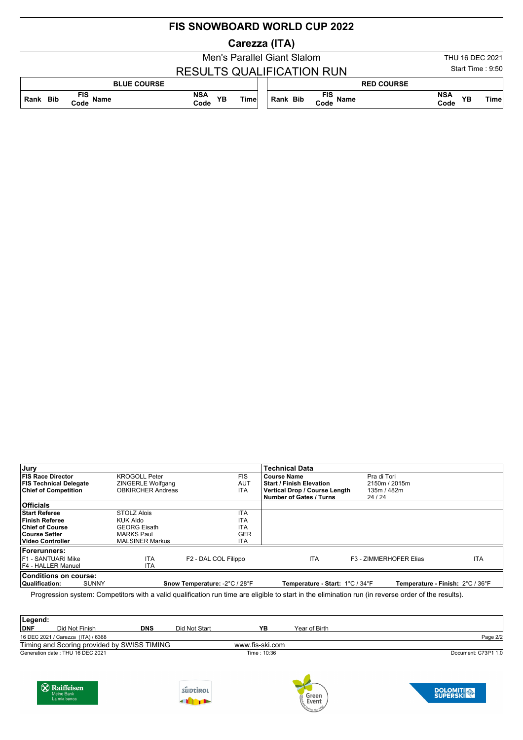# FIS SNOWBOARD WORLD CUP 2022

## Carezza (ITA)

### Men's Parallel Giant Slalom

THU 16 DEC 2021

### RESULTS QUALIFICATION RUN

Start Time : 9:50

| BLUE COURSE | | | | | | | RED COURSE | | | | | | |
|---|---|---|---|---|---|---|---|---|---|---|---|---|---|
| Rank | Bib | FIS Code | Name | NSA Code | YB | Time | Rank | Bib | FIS Code | Name | NSA Code | YB | Time |

| Jury | | |
|---|---|---|
| FIS Race Director | KROGOLL Peter | FIS |
| FIS Technical Delegate | ZINGERLE Wolfgang | AUT |
| Chief of Competition | OBKIRCHER Andreas | ITA |
| **Officials** | | |
| Start Referee | STOLZ Alois | ITA |
| Finish Referee | KUK Aldo | ITA |
| Chief of Course | GEORG Eisath | ITA |
| Course Setter | MARKS Paul | GER |
| Video Controller | MALSINER Markus | ITA |

| Technical Data | |
|---|---|
| Course Name | Pra di Tori |
| Start / Finish Elevation | 2150m / 2015m |
| Vertical Drop / Course Length | 135m / 482m |
| Number of Gates / Turns | 24 / 24 |

**Forerunners:**

| | | | | | |
|---|---|---|---|---|---|
| F1 - SANTUARI Mike | ITA | F2 - DAL COL Filippo | ITA | F3 - ZIMMERHOFER Elias | ITA |
| F4 - HALLER Manuel | ITA | | | | |

**Conditions on course:**

**Qualification:** SUNNY | **Snow Temperature:** -2°C / 28°F | **Temperature - Start:** 1°C / 34°F | **Temperature - Finish:** 2°C / 36°F

Progression system: Competitors with a valid qualification run time are eligible to start in the elimination run (in reverse order of the results).

**Legend:**

| | | | | | |
|---|---|---|---|---|---|
| DNF | Did Not Finish | DNS | Did Not Start | YB | Year of Birth |

16 DEC 2021 / Carezza (ITA) / 6368

Timing and Scoring provided by SWISS TIMING

www.fis-ski.com

Generation date : THU 16 DEC 2021

Time : 10:36

Document: C73P1 1.0